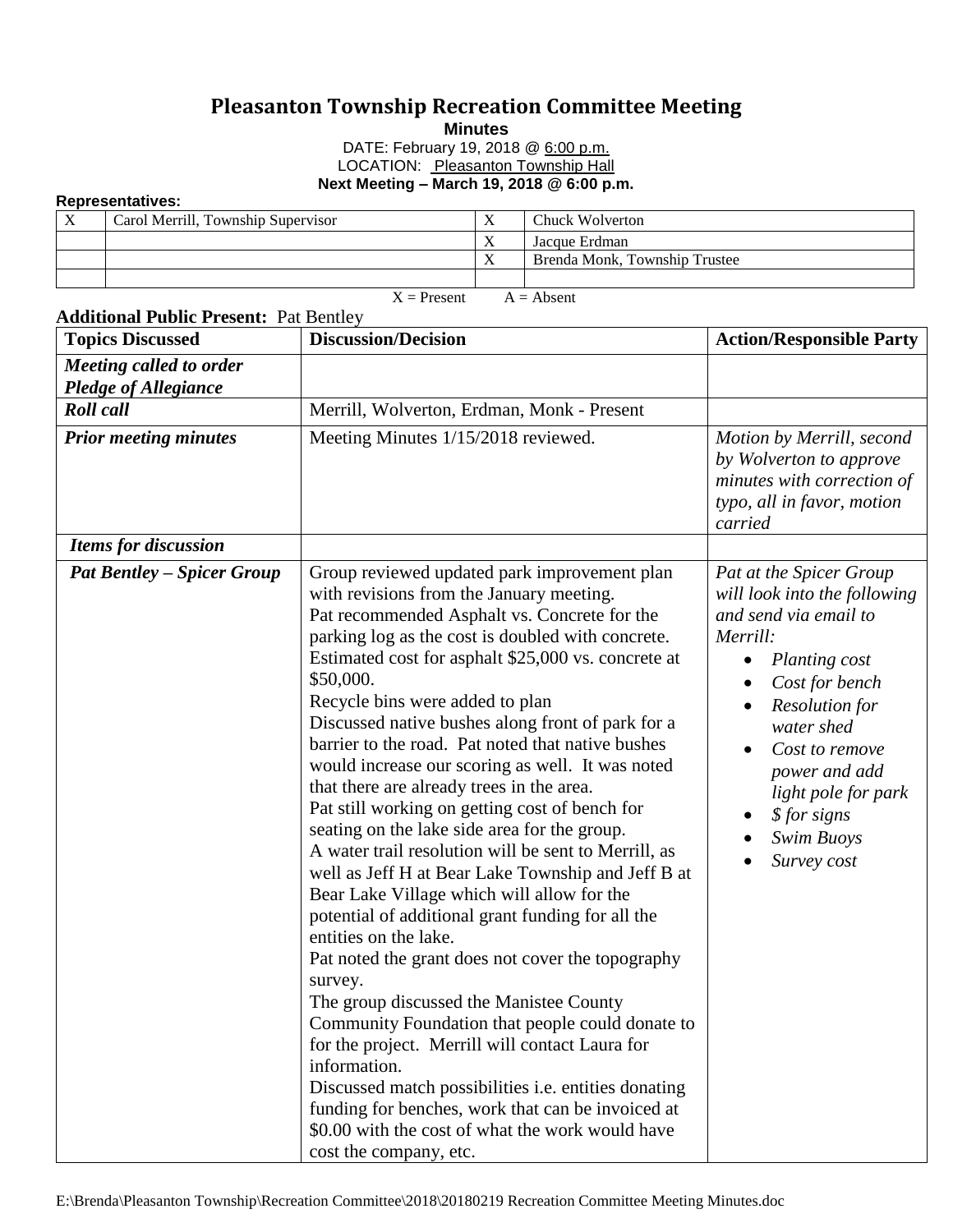# Pleasanton Township Recreation Committee Meeting

**Minutes**

DATE: February 19, 2018 @ 6:00 p.m.

LOCATION: Pleasanton Township Hall

**Next Meeting – March 19, 2018 @ 6:00 p.m.**

**Representatives:**

| | | | |
|---|---|---|---|
| X | Carol Merrill, Township Supervisor | X | Chuck Wolverton |
| | | X | Jacque Erdman |
| | | X | Brenda Monk, Township Trustee |
| | | | |

X = Present A = Absent

**Additional Public Present:** Pat Bentley

| Topics Discussed | Discussion/Decision | Action/Responsible Party |
|---|---|---|
| ***Meeting called to order*** ***Pledge of Allegiance*** | | |
| ***Roll call*** | Merrill, Wolverton, Erdman, Monk - Present | |
| ***Prior meeting minutes*** | Meeting Minutes 1/15/2018 reviewed. | *Motion by Merrill, second by Wolverton to approve minutes with correction of typo, all in favor, motion carried* |
| ***Items for discussion*** | | |
| ***Pat Bentley – Spicer Group*** | Group reviewed updated park improvement plan with revisions from the January meeting.<br>Pat recommended Asphalt vs. Concrete for the parking log as the cost is doubled with concrete. Estimated cost for asphalt $25,000 vs. concrete at $50,000.<br>Recycle bins were added to plan<br>Discussed native bushes along front of park for a barrier to the road. Pat noted that native bushes would increase our scoring as well. It was noted that there are already trees in the area.<br>Pat still working on getting cost of bench for seating on the lake side area for the group.<br>A water trail resolution will be sent to Merrill, as well as Jeff H at Bear Lake Township and Jeff B at Bear Lake Village which will allow for the potential of additional grant funding for all the entities on the lake.<br>Pat noted the grant does not cover the topography survey.<br>The group discussed the Manistee County Community Foundation that people could donate to for the project. Merrill will contact Laura for information.<br>Discussed match possibilities i.e. entities donating funding for benches, work that can be invoiced at $0.00 with the cost of what the work would have cost the company, etc. | *Pat at the Spicer Group will look into the following and send via email to Merrill:*<br>• *Planting cost*<br>• *Cost for bench*<br>• *Resolution for water shed*<br>• *Cost to remove power and add light pole for park*<br>• *$ for signs*<br>• *Swim Buoys*<br>• *Survey cost* |

E:\Brenda\Pleasanton Township\Recreation Committee\2018\20180219 Recreation Committee Meeting Minutes.doc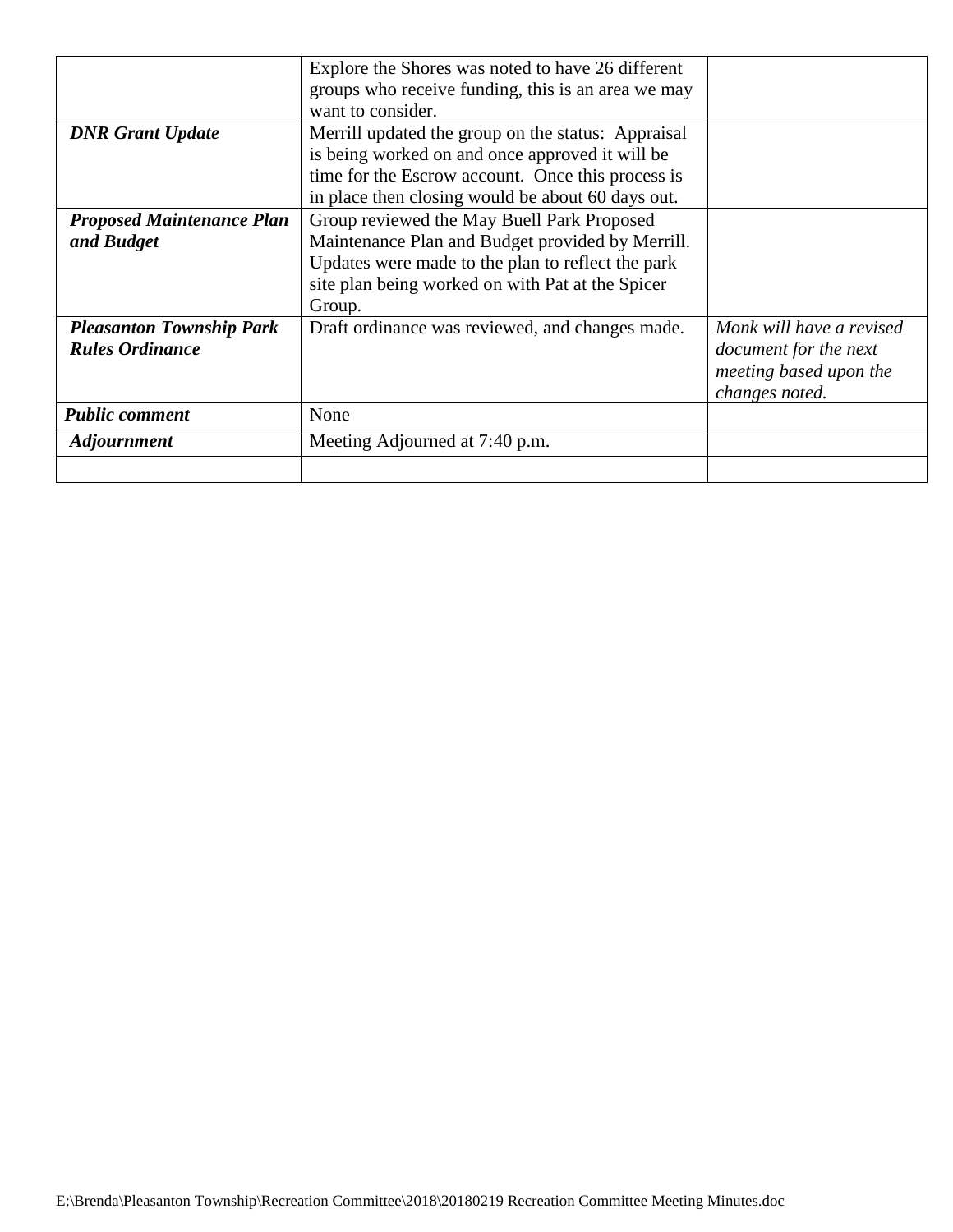| | | |
|---|---|---|
| | Explore the Shores was noted to have 26 different groups who receive funding, this is an area we may want to consider. | |
| ***DNR Grant Update*** | Merrill updated the group on the status: Appraisal is being worked on and once approved it will be time for the Escrow account. Once this process is in place then closing would be about 60 days out. | |
| ***Proposed Maintenance Plan and Budget*** | Group reviewed the May Buell Park Proposed Maintenance Plan and Budget provided by Merrill. Updates were made to the plan to reflect the park site plan being worked on with Pat at the Spicer Group. | |
| ***Pleasanton Township Park Rules Ordinance*** | Draft ordinance was reviewed, and changes made. | *Monk will have a revised document for the next meeting based upon the changes noted.* |
| ***Public comment*** | None | |
| ***Adjournment*** | Meeting Adjourned at 7:40 p.m. | |
| | | |

E:\Brenda\Pleasanton Township\Recreation Committee\2018\20180219 Recreation Committee Meeting Minutes.doc